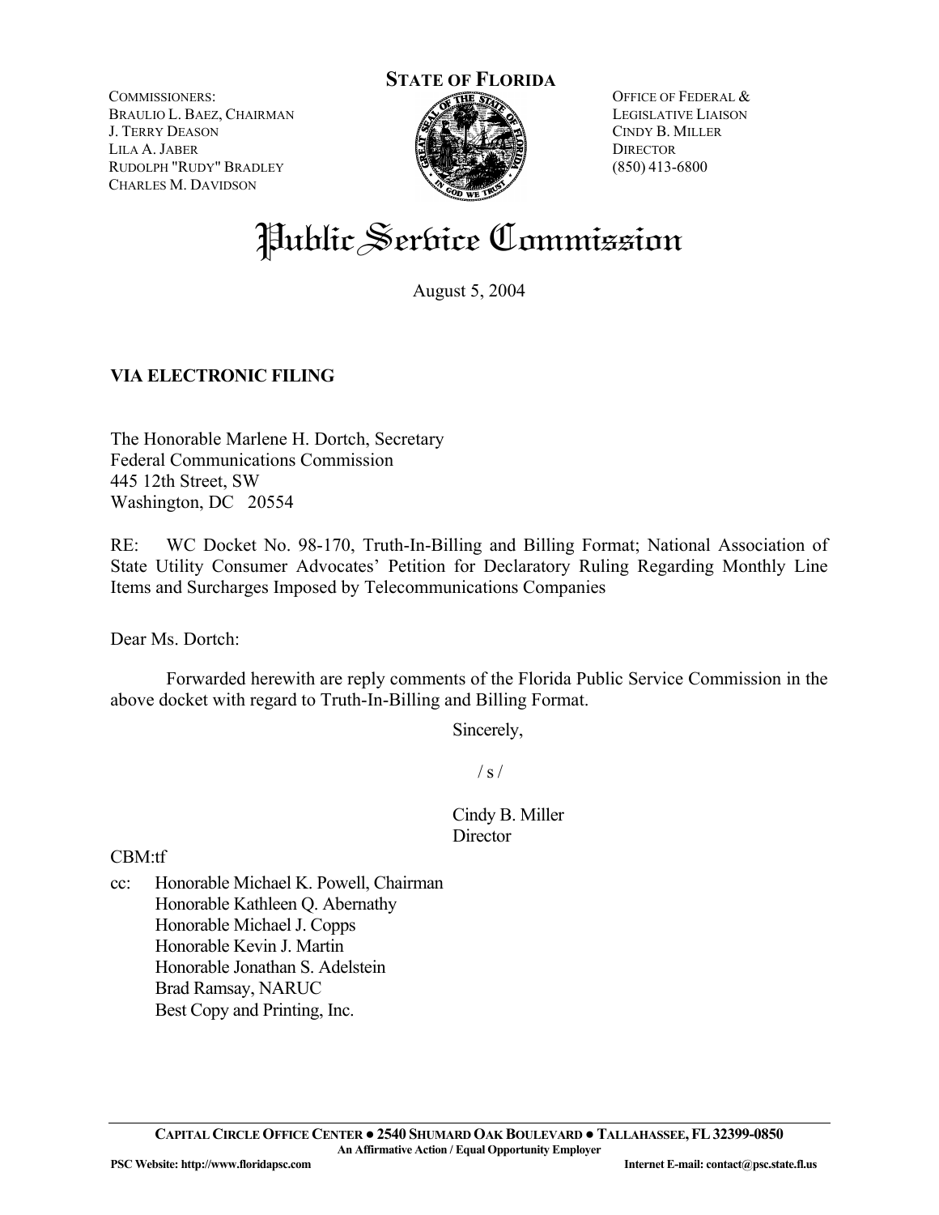**STATE OF FLORIDA**

COMMISSIONERS:
BRAULIO L. BAEZ, CHAIRMAN
J. TERRY DEASON
LILA A. JABER
RUDOLPH "RUDY" BRADLEY
CHARLES M. DAVIDSON

OFFICE OF FEDERAL &
LEGISLATIVE LIAISON
CINDY B. MILLER
DIRECTOR
(850) 413-6800

# Public Service Commission

August 5, 2004

**VIA ELECTRONIC FILING**

The Honorable Marlene H. Dortch, Secretary
Federal Communications Commission
445 12th Street, SW
Washington, DC 20554

RE: WC Docket No. 98-170, Truth-In-Billing and Billing Format; National Association of State Utility Consumer Advocates' Petition for Declaratory Ruling Regarding Monthly Line Items and Surcharges Imposed by Telecommunications Companies

Dear Ms. Dortch:

Forwarded herewith are reply comments of the Florida Public Service Commission in the above docket with regard to Truth-In-Billing and Billing Format.

Sincerely,

/ s /

Cindy B. Miller
Director

CBM:tf

cc: Honorable Michael K. Powell, Chairman
Honorable Kathleen Q. Abernathy
Honorable Michael J. Copps
Honorable Kevin J. Martin
Honorable Jonathan S. Adelstein
Brad Ramsay, NARUC
Best Copy and Printing, Inc.

CAPITAL CIRCLE OFFICE CENTER ● 2540 SHUMARD OAK BOULEVARD ● TALLAHASSEE, FL 32399-0850
An Affirmative Action / Equal Opportunity Employer
PSC Website: http://www.floridapsc.com    Internet E-mail: contact@psc.state.fl.us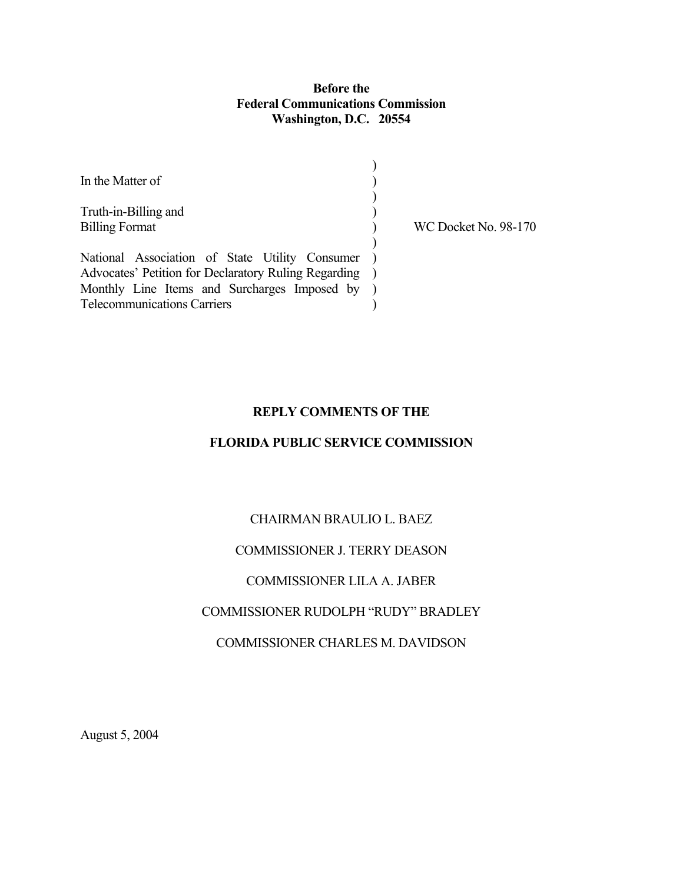**Before the**
**Federal Communications Commission**
**Washington, D.C. 20554**

| | | |
|---|---|---|
| In the Matter of | ) | |
| | ) | |
| Truth-in-Billing and | ) | |
| Billing Format | ) | WC Docket No. 98-170 |
| | ) | |
| National Association of State Utility Consumer Advocates' Petition for Declaratory Ruling Regarding Monthly Line Items and Surcharges Imposed by Telecommunications Carriers | ) | |

**REPLY COMMENTS OF THE**

**FLORIDA PUBLIC SERVICE COMMISSION**

CHAIRMAN BRAULIO L. BAEZ

COMMISSIONER J. TERRY DEASON

COMMISSIONER LILA A. JABER

COMMISSIONER RUDOLPH "RUDY" BRADLEY

COMMISSIONER CHARLES M. DAVIDSON

August 5, 2004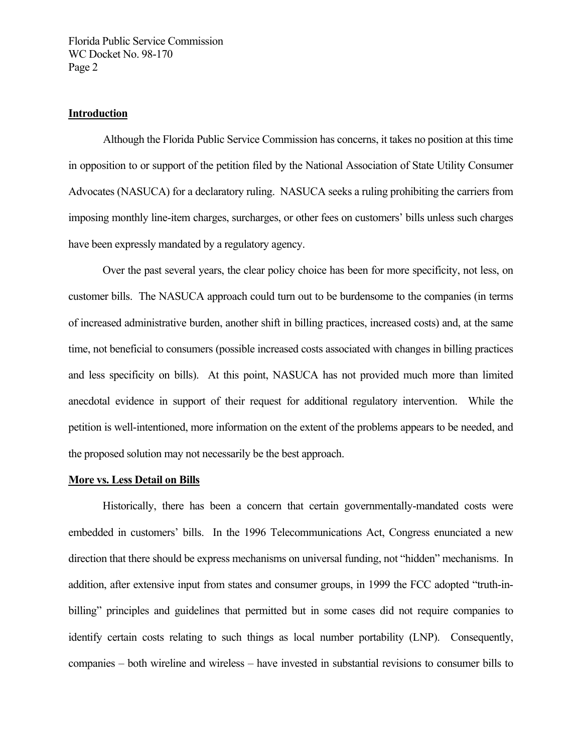## Introduction

Although the Florida Public Service Commission has concerns, it takes no position at this time in opposition to or support of the petition filed by the National Association of State Utility Consumer Advocates (NASUCA) for a declaratory ruling. NASUCA seeks a ruling prohibiting the carriers from imposing monthly line-item charges, surcharges, or other fees on customers' bills unless such charges have been expressly mandated by a regulatory agency.

Over the past several years, the clear policy choice has been for more specificity, not less, on customer bills. The NASUCA approach could turn out to be burdensome to the companies (in terms of increased administrative burden, another shift in billing practices, increased costs) and, at the same time, not beneficial to consumers (possible increased costs associated with changes in billing practices and less specificity on bills). At this point, NASUCA has not provided much more than limited anecdotal evidence in support of their request for additional regulatory intervention. While the petition is well-intentioned, more information on the extent of the problems appears to be needed, and the proposed solution may not necessarily be the best approach.

## More vs. Less Detail on Bills

Historically, there has been a concern that certain governmentally-mandated costs were embedded in customers' bills. In the 1996 Telecommunications Act, Congress enunciated a new direction that there should be express mechanisms on universal funding, not "hidden" mechanisms. In addition, after extensive input from states and consumer groups, in 1999 the FCC adopted "truth-in-billing" principles and guidelines that permitted but in some cases did not require companies to identify certain costs relating to such things as local number portability (LNP). Consequently, companies – both wireline and wireless – have invested in substantial revisions to consumer bills to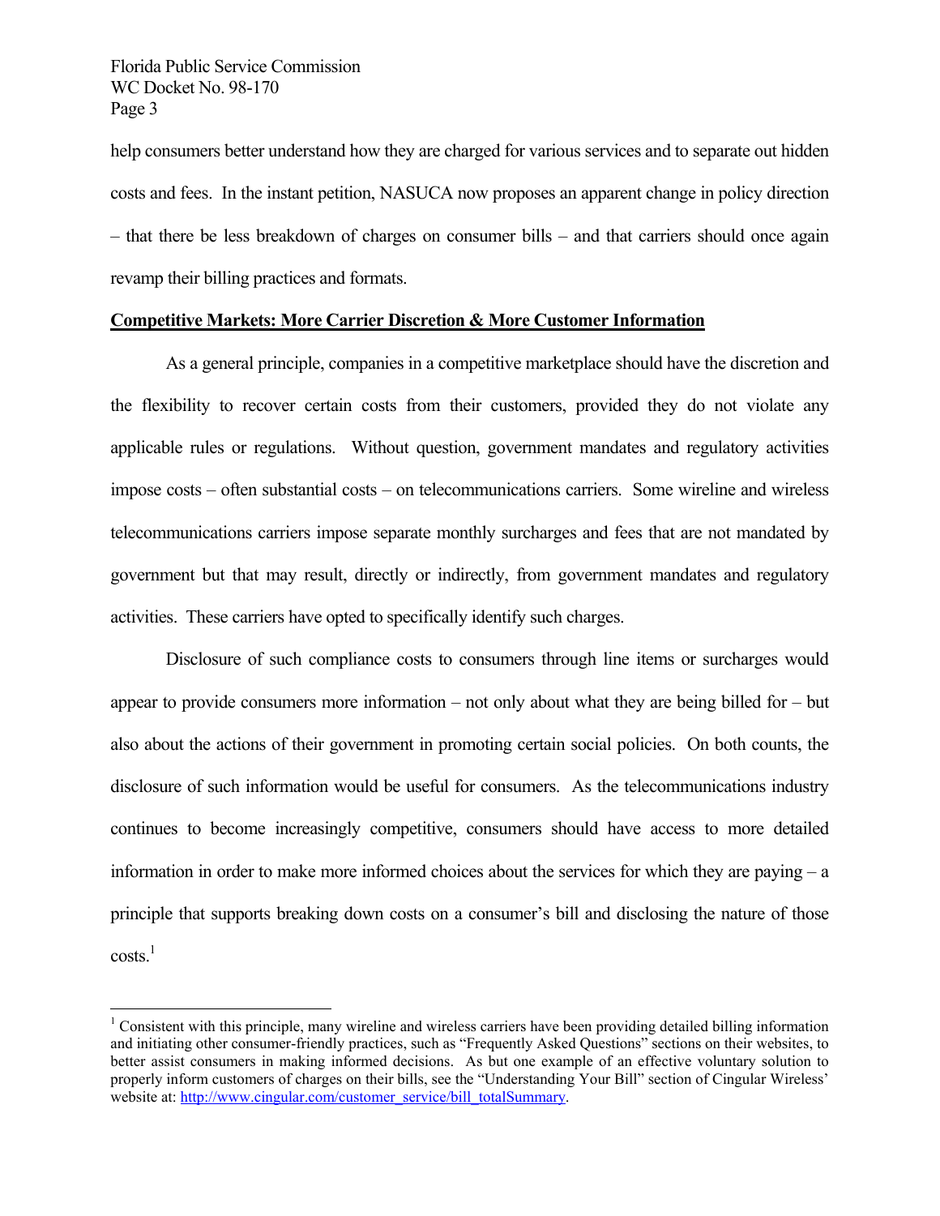help consumers better understand how they are charged for various services and to separate out hidden costs and fees. In the instant petition, NASUCA now proposes an apparent change in policy direction – that there be less breakdown of charges on consumer bills – and that carriers should once again revamp their billing practices and formats.

**Competitive Markets: More Carrier Discretion & More Customer Information**

As a general principle, companies in a competitive marketplace should have the discretion and the flexibility to recover certain costs from their customers, provided they do not violate any applicable rules or regulations. Without question, government mandates and regulatory activities impose costs – often substantial costs – on telecommunications carriers. Some wireline and wireless telecommunications carriers impose separate monthly surcharges and fees that are not mandated by government but that may result, directly or indirectly, from government mandates and regulatory activities. These carriers have opted to specifically identify such charges.

Disclosure of such compliance costs to consumers through line items or surcharges would appear to provide consumers more information – not only about what they are being billed for – but also about the actions of their government in promoting certain social policies. On both counts, the disclosure of such information would be useful for consumers. As the telecommunications industry continues to become increasingly competitive, consumers should have access to more detailed information in order to make more informed choices about the services for which they are paying – a principle that supports breaking down costs on a consumer's bill and disclosing the nature of those costs.[1]

---

[1] Consistent with this principle, many wireline and wireless carriers have been providing detailed billing information and initiating other consumer-friendly practices, such as "Frequently Asked Questions" sections on their websites, to better assist consumers in making informed decisions. As but one example of an effective voluntary solution to properly inform customers of charges on their bills, see the "Understanding Your Bill" section of Cingular Wireless' website at: http://www.cingular.com/customer_service/bill_totalSummary.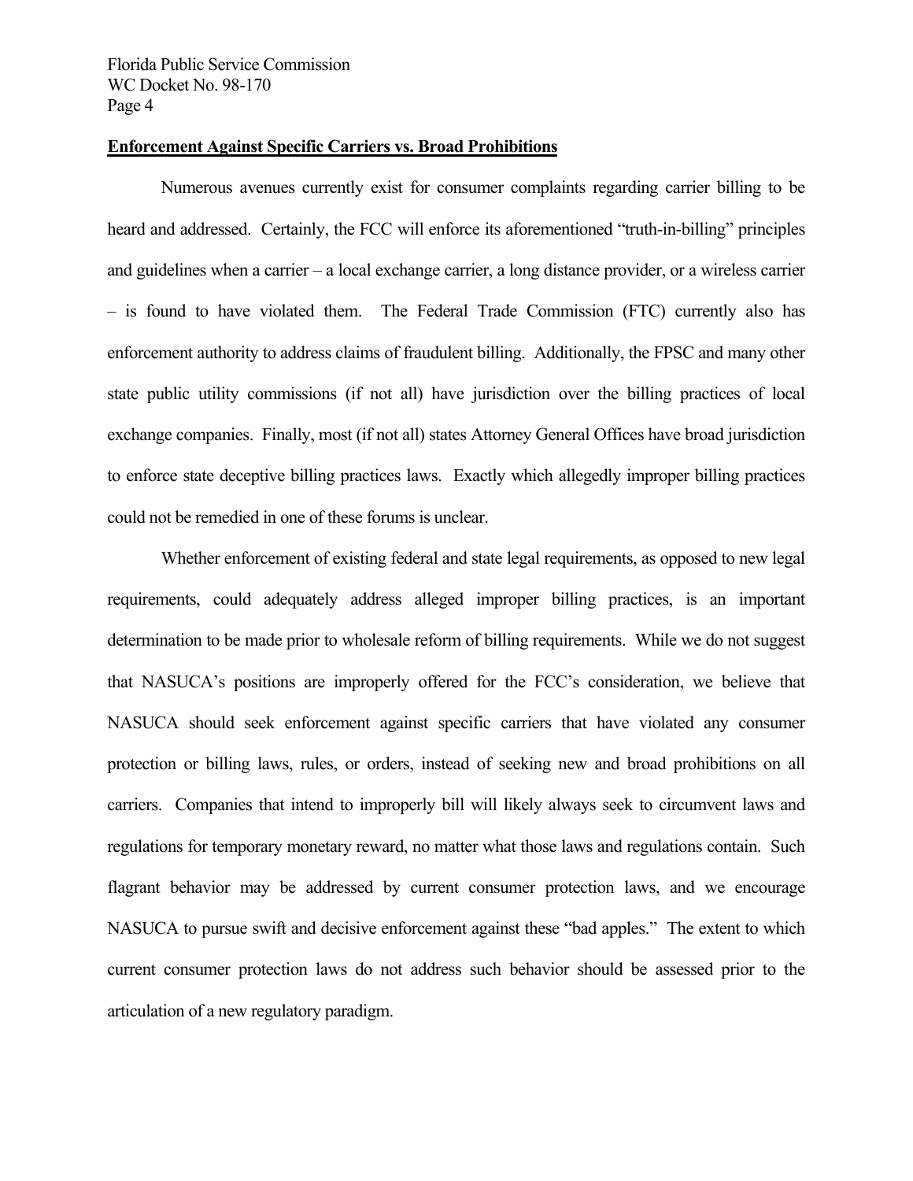**Enforcement Against Specific Carriers vs. Broad Prohibitions**

Numerous avenues currently exist for consumer complaints regarding carrier billing to be heard and addressed. Certainly, the FCC will enforce its aforementioned "truth-in-billing" principles and guidelines when a carrier – a local exchange carrier, a long distance provider, or a wireless carrier – is found to have violated them. The Federal Trade Commission (FTC) currently also has enforcement authority to address claims of fraudulent billing. Additionally, the FPSC and many other state public utility commissions (if not all) have jurisdiction over the billing practices of local exchange companies. Finally, most (if not all) states Attorney General Offices have broad jurisdiction to enforce state deceptive billing practices laws. Exactly which allegedly improper billing practices could not be remedied in one of these forums is unclear.

Whether enforcement of existing federal and state legal requirements, as opposed to new legal requirements, could adequately address alleged improper billing practices, is an important determination to be made prior to wholesale reform of billing requirements. While we do not suggest that NASUCA's positions are improperly offered for the FCC's consideration, we believe that NASUCA should seek enforcement against specific carriers that have violated any consumer protection or billing laws, rules, or orders, instead of seeking new and broad prohibitions on all carriers. Companies that intend to improperly bill will likely always seek to circumvent laws and regulations for temporary monetary reward, no matter what those laws and regulations contain. Such flagrant behavior may be addressed by current consumer protection laws, and we encourage NASUCA to pursue swift and decisive enforcement against these "bad apples." The extent to which current consumer protection laws do not address such behavior should be assessed prior to the articulation of a new regulatory paradigm.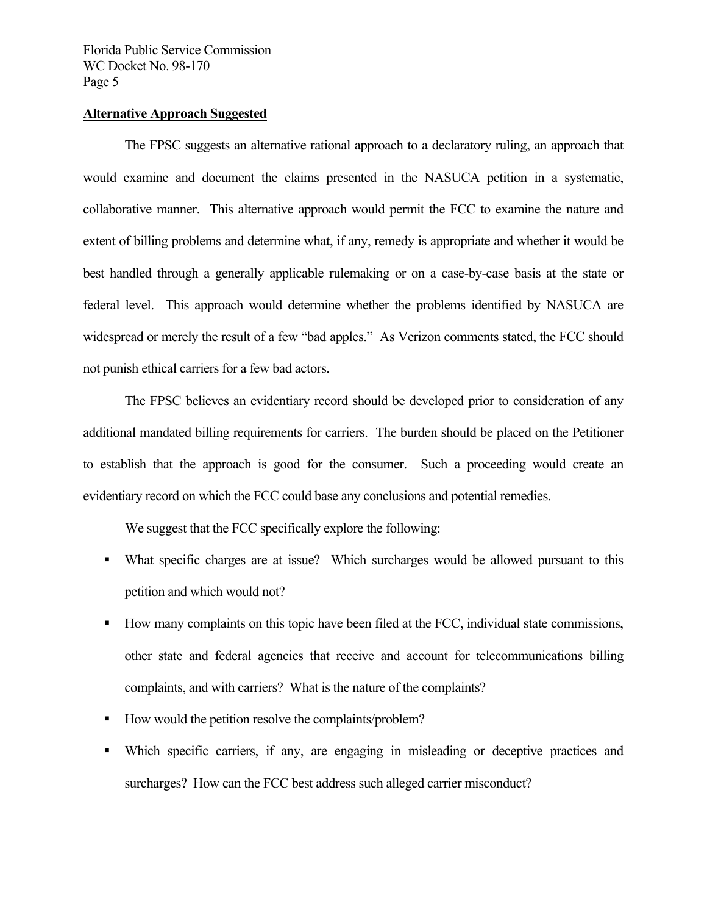**Alternative Approach Suggested**

The FPSC suggests an alternative rational approach to a declaratory ruling, an approach that would examine and document the claims presented in the NASUCA petition in a systematic, collaborative manner. This alternative approach would permit the FCC to examine the nature and extent of billing problems and determine what, if any, remedy is appropriate and whether it would be best handled through a generally applicable rulemaking or on a case-by-case basis at the state or federal level. This approach would determine whether the problems identified by NASUCA are widespread or merely the result of a few "bad apples." As Verizon comments stated, the FCC should not punish ethical carriers for a few bad actors.

The FPSC believes an evidentiary record should be developed prior to consideration of any additional mandated billing requirements for carriers. The burden should be placed on the Petitioner to establish that the approach is good for the consumer. Such a proceeding would create an evidentiary record on which the FCC could base any conclusions and potential remedies.

We suggest that the FCC specifically explore the following:

- What specific charges are at issue? Which surcharges would be allowed pursuant to this petition and which would not?
- How many complaints on this topic have been filed at the FCC, individual state commissions, other state and federal agencies that receive and account for telecommunications billing complaints, and with carriers? What is the nature of the complaints?
- How would the petition resolve the complaints/problem?
- Which specific carriers, if any, are engaging in misleading or deceptive practices and surcharges? How can the FCC best address such alleged carrier misconduct?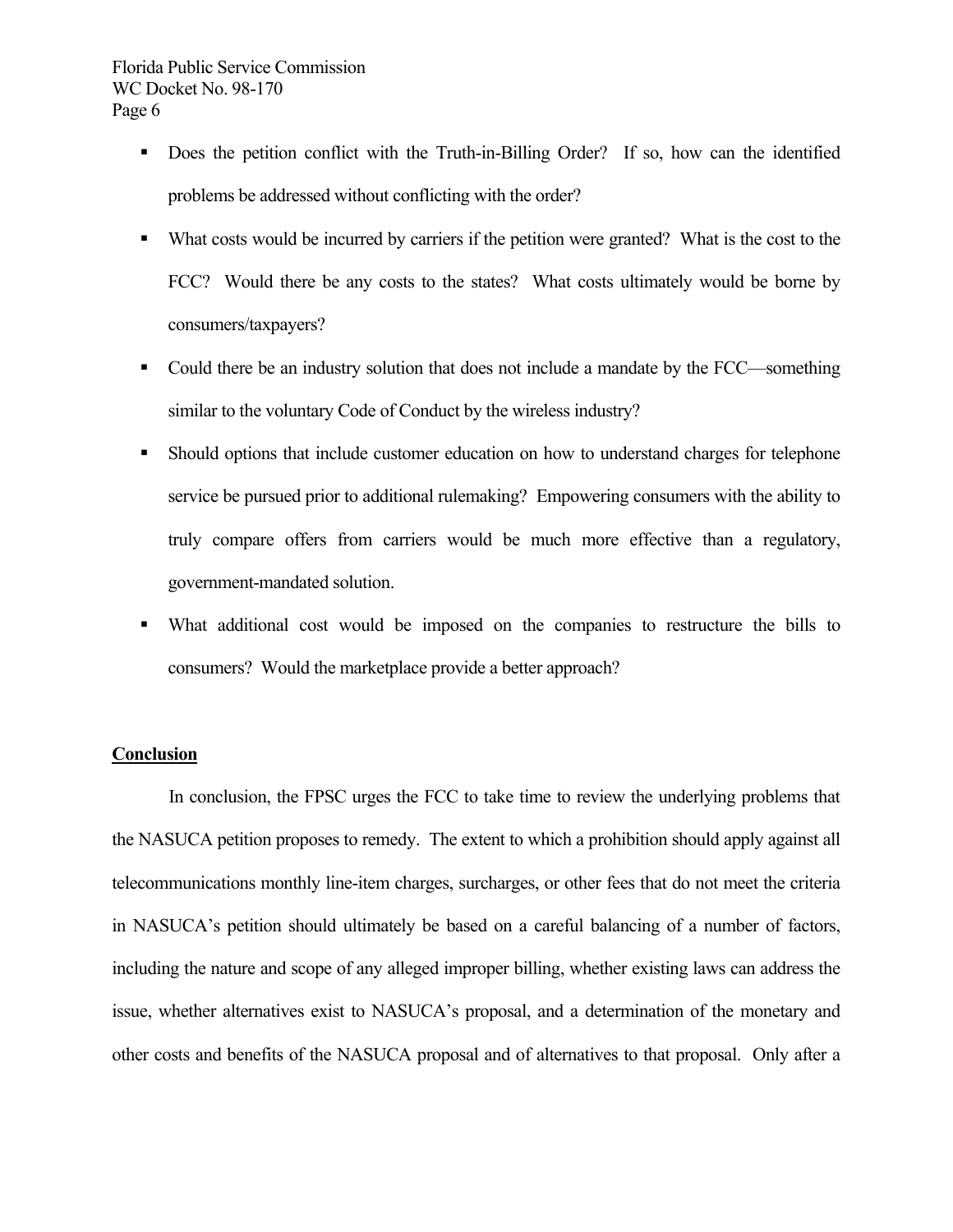- Does the petition conflict with the Truth-in-Billing Order? If so, how can the identified problems be addressed without conflicting with the order?
- What costs would be incurred by carriers if the petition were granted? What is the cost to the FCC? Would there be any costs to the states? What costs ultimately would be borne by consumers/taxpayers?
- Could there be an industry solution that does not include a mandate by the FCC—something similar to the voluntary Code of Conduct by the wireless industry?
- Should options that include customer education on how to understand charges for telephone service be pursued prior to additional rulemaking? Empowering consumers with the ability to truly compare offers from carriers would be much more effective than a regulatory, government-mandated solution.
- What additional cost would be imposed on the companies to restructure the bills to consumers? Would the marketplace provide a better approach?

**Conclusion**

In conclusion, the FPSC urges the FCC to take time to review the underlying problems that the NASUCA petition proposes to remedy. The extent to which a prohibition should apply against all telecommunications monthly line-item charges, surcharges, or other fees that do not meet the criteria in NASUCA's petition should ultimately be based on a careful balancing of a number of factors, including the nature and scope of any alleged improper billing, whether existing laws can address the issue, whether alternatives exist to NASUCA's proposal, and a determination of the monetary and other costs and benefits of the NASUCA proposal and of alternatives to that proposal. Only after a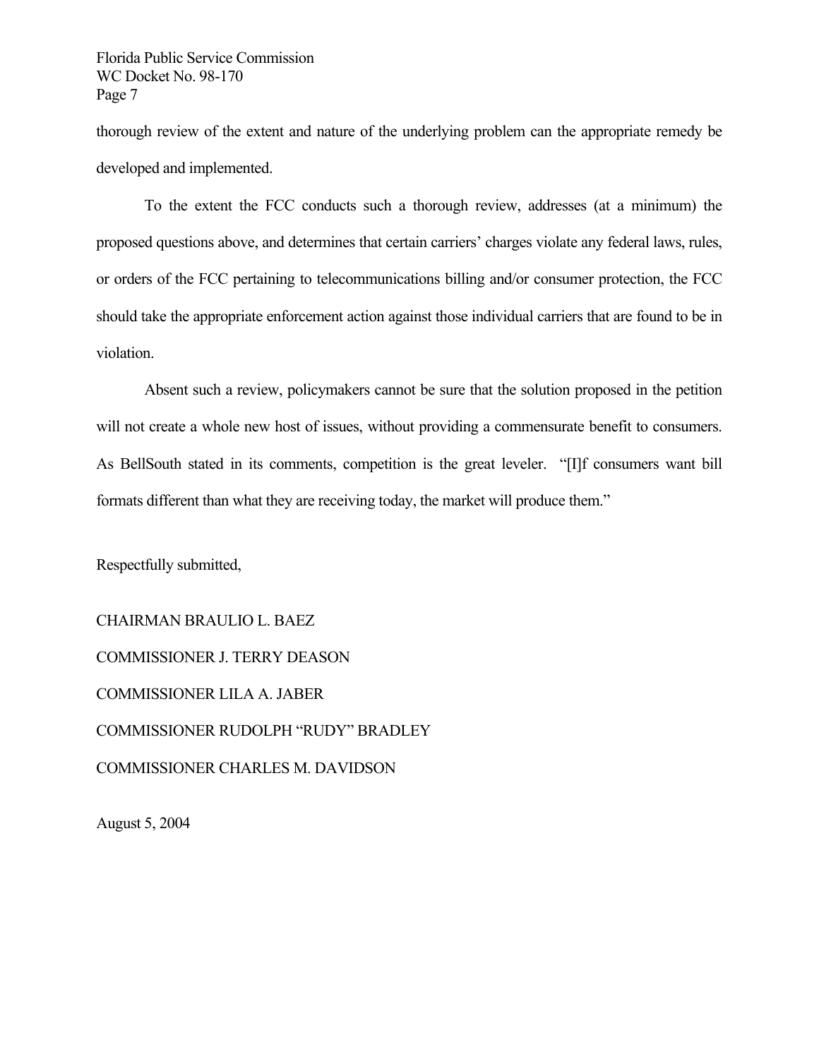thorough review of the extent and nature of the underlying problem can the appropriate remedy be developed and implemented.

To the extent the FCC conducts such a thorough review, addresses (at a minimum) the proposed questions above, and determines that certain carriers' charges violate any federal laws, rules, or orders of the FCC pertaining to telecommunications billing and/or consumer protection, the FCC should take the appropriate enforcement action against those individual carriers that are found to be in violation.

Absent such a review, policymakers cannot be sure that the solution proposed in the petition will not create a whole new host of issues, without providing a commensurate benefit to consumers. As BellSouth stated in its comments, competition is the great leveler. "[I]f consumers want bill formats different than what they are receiving today, the market will produce them."

Respectfully submitted,

CHAIRMAN BRAULIO L. BAEZ

COMMISSIONER J. TERRY DEASON

COMMISSIONER LILA A. JABER

COMMISSIONER RUDOLPH "RUDY" BRADLEY

COMMISSIONER CHARLES M. DAVIDSON

August 5, 2004